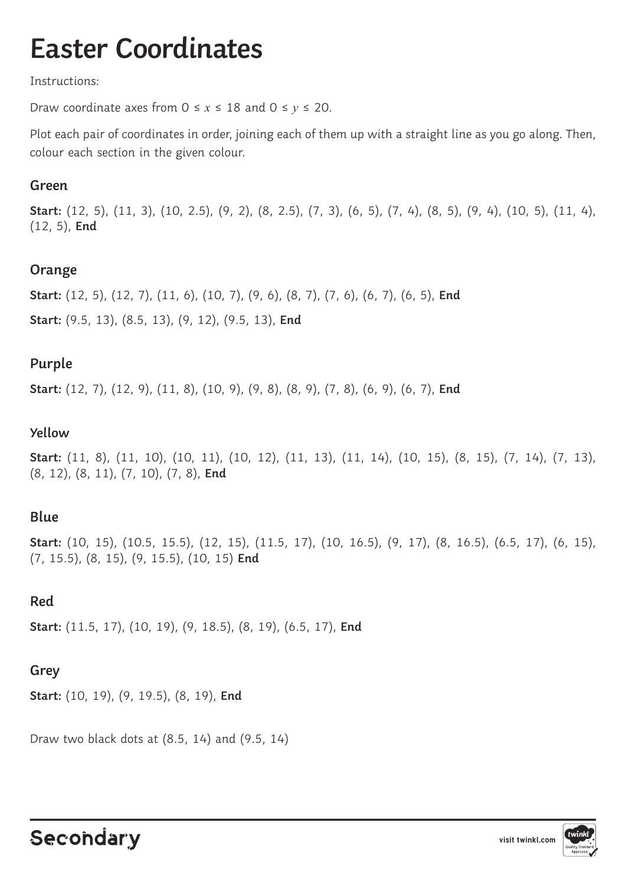# Easter Coordinates

Instructions:

Draw coordinate axes from $0 \leq x \leq 18$ and $0 \leq y \leq 20$.

Plot each pair of coordinates in order, joining each of them up with a straight line as you go along. Then, colour each section in the given colour.

## Green

**Start:** (12, 5), (11, 3), (10, 2.5), (9, 2), (8, 2.5), (7, 3), (6, 5), (7, 4), (8, 5), (9, 4), (10, 5), (11, 4), (12, 5), **End**

## Orange

**Start:** (12, 5), (12, 7), (11, 6), (10, 7), (9, 6), (8, 7), (7, 6), (6, 7), (6, 5), **End**

**Start:** (9.5, 13), (8.5, 13), (9, 12), (9.5, 13), **End**

## Purple

**Start:** (12, 7), (12, 9), (11, 8), (10, 9), (9, 8), (8, 9), (7, 8), (6, 9), (6, 7), **End**

## Yellow

**Start:** (11, 8), (11, 10), (10, 11), (10, 12), (11, 13), (11, 14), (10, 15), (8, 15), (7, 14), (7, 13), (8, 12), (8, 11), (7, 10), (7, 8), **End**

## Blue

**Start:** (10, 15), (10.5, 15.5), (12, 15), (11.5, 17), (10, 16.5), (9, 17), (8, 16.5), (6.5, 17), (6, 15), (7, 15.5), (8, 15), (9, 15.5), (10, 15) **End**

## Red

**Start:** (11.5, 17), (10, 19), (9, 18.5), (8, 19), (6.5, 17), **End**

## Grey

**Start:** (10, 19), (9, 19.5), (8, 19), **End**

Draw two black dots at (8.5, 14) and (9.5, 14)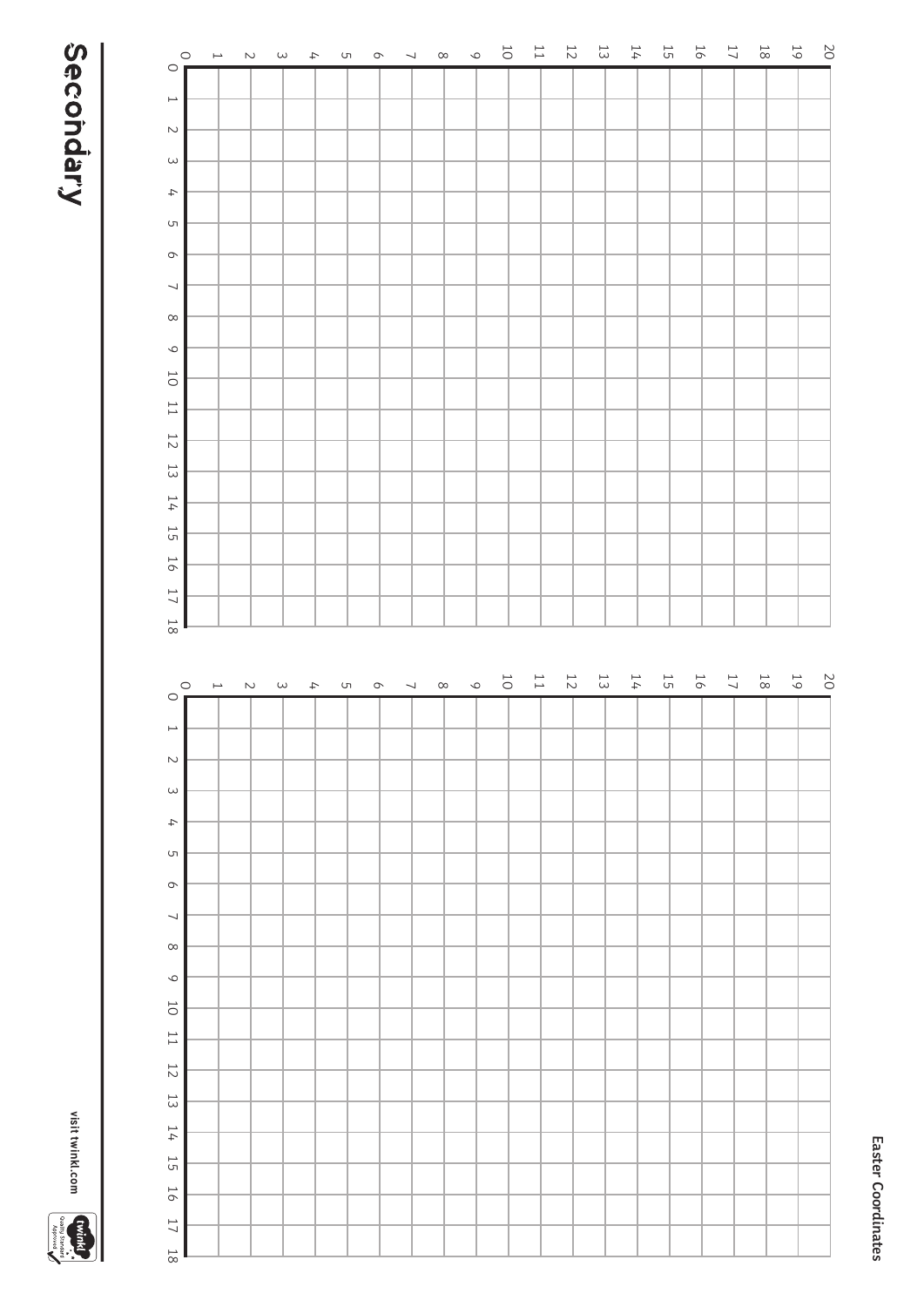# Easter Coordinates

0
1
2
3
4
5
6
7
8
9
10
11
12
13
14
15
16
17
18
19
20

0
1
2
3
4
5
6
7
8
9
10
11
12
13
14
15
16
17
18

0
1
2
3
4
5
6
7
8
9
10
11
12
13
14
15
16
17
18
19
20

0
1
2
3
4
5
6
7
8
9
10
11
12
13
14
15
16
17
18